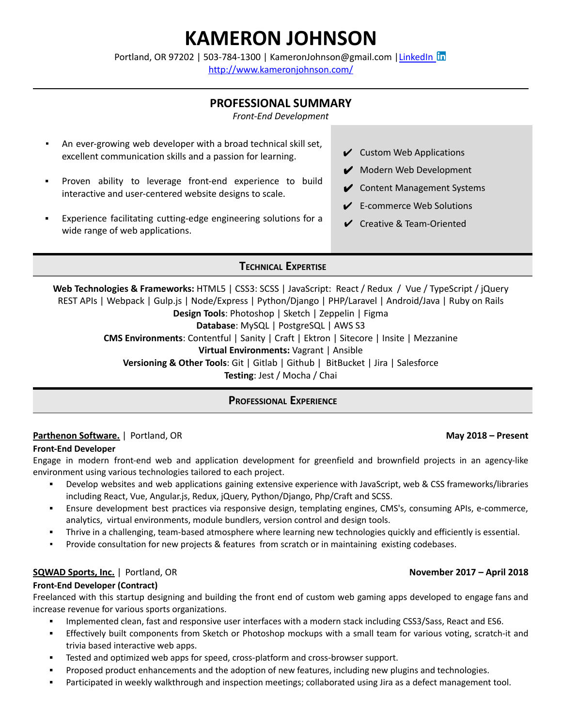# KAMERON JOHNSON

Portland, OR 97202 | 503-784-1300 | KameronJohnson@gmail.com | LinkedIn
http://www.kameronjohnson.com/

## PROFESSIONAL SUMMARY

*Front-End Development*

- An ever-growing web developer with a broad technical skill set, excellent communication skills and a passion for learning.
- Proven ability to leverage front-end experience to build interactive and user-centered website designs to scale.
- Experience facilitating cutting-edge engineering solutions for a wide range of web applications.

✔ Custom Web Applications
✔ Modern Web Development
✔ Content Management Systems
✔ E-commerce Web Solutions
✔ Creative & Team-Oriented

## TECHNICAL EXPERTISE

**Web Technologies & Frameworks:** HTML5 | CSS3: SCSS | JavaScript: React / Redux / Vue / TypeScript / jQuery
REST APIs | Webpack | Gulp.js | Node/Express | Python/Django | PHP/Laravel | Android/Java | Ruby on Rails
**Design Tools**: Photoshop | Sketch | Zeppelin | Figma
**Database**: MySQL | PostgreSQL | AWS S3
**CMS Environments**: Contentful | Sanity | Craft | Ektron | Sitecore | Insite | Mezzanine
**Virtual Environments:** Vagrant | Ansible
**Versioning & Other Tools**: Git | Gitlab | Github | BitBucket | Jira | Salesforce
**Testing**: Jest / Mocha / Chai

## PROFESSIONAL EXPERIENCE

**Parthenon Software.** | Portland, OR — **May 2018 – Present**

**Front-End Developer**

Engage in modern front-end web and application development for greenfield and brownfield projects in an agency-like environment using various technologies tailored to each project.

- Develop websites and web applications gaining extensive experience with JavaScript, web & CSS frameworks/libraries including React, Vue, Angular.js, Redux, jQuery, Python/Django, Php/Craft and SCSS.
- Ensure development best practices via responsive design, templating engines, CMS's, consuming APIs, e-commerce, analytics, virtual environments, module bundlers, version control and design tools.
- Thrive in a challenging, team-based atmosphere where learning new technologies quickly and efficiently is essential.
- Provide consultation for new projects & features from scratch or in maintaining existing codebases.

**SQWAD Sports, Inc.** | Portland, OR — **November 2017 – April 2018**

**Front-End Developer (Contract)**

Freelanced with this startup designing and building the front end of custom web gaming apps developed to engage fans and increase revenue for various sports organizations.

- Implemented clean, fast and responsive user interfaces with a modern stack including CSS3/Sass, React and ES6.
- Effectively built components from Sketch or Photoshop mockups with a small team for various voting, scratch-it and trivia based interactive web apps.
- Tested and optimized web apps for speed, cross-platform and cross-browser support.
- Proposed product enhancements and the adoption of new features, including new plugins and technologies.
- Participated in weekly walkthrough and inspection meetings; collaborated using Jira as a defect management tool.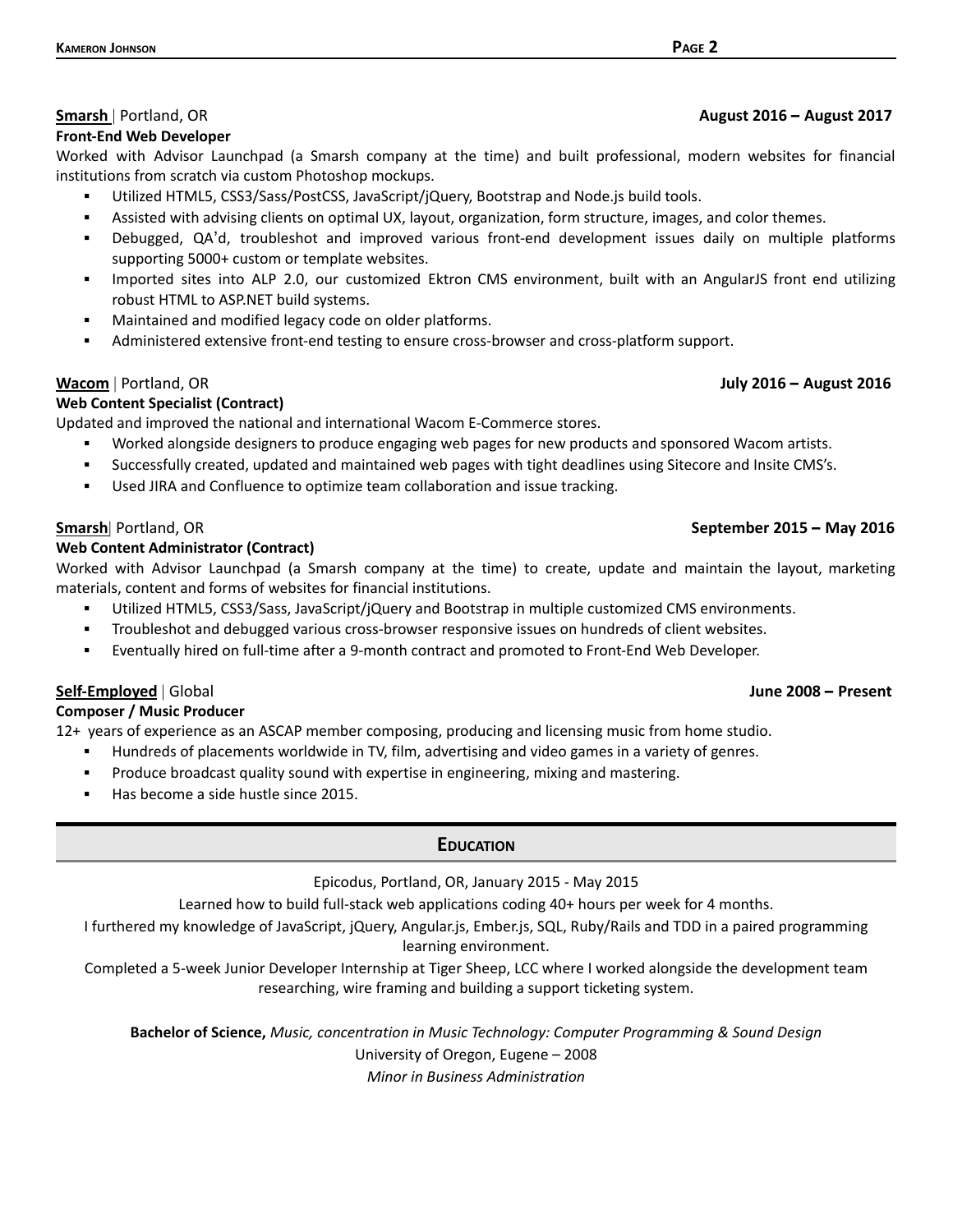**Smarsh** | Portland, OR **August 2016 – August 2017**

**Front-End Web Developer**

Worked with Advisor Launchpad (a Smarsh company at the time) and built professional, modern websites for financial institutions from scratch via custom Photoshop mockups.

- Utilized HTML5, CSS3/Sass/PostCSS, JavaScript/jQuery, Bootstrap and Node.js build tools.
- Assisted with advising clients on optimal UX, layout, organization, form structure, images, and color themes.
- Debugged, QA'd, troubleshot and improved various front-end development issues daily on multiple platforms supporting 5000+ custom or template websites.
- Imported sites into ALP 2.0, our customized Ektron CMS environment, built with an AngularJS front end utilizing robust HTML to ASP.NET build systems.
- Maintained and modified legacy code on older platforms.
- Administered extensive front-end testing to ensure cross-browser and cross-platform support.

**Wacom** | Portland, OR **July 2016 – August 2016**

**Web Content Specialist (Contract)**

Updated and improved the national and international Wacom E-Commerce stores.

- Worked alongside designers to produce engaging web pages for new products and sponsored Wacom artists.
- Successfully created, updated and maintained web pages with tight deadlines using Sitecore and Insite CMS's.
- Used JIRA and Confluence to optimize team collaboration and issue tracking.

**Smarsh**| Portland, OR **September 2015 – May 2016**

**Web Content Administrator (Contract)**

Worked with Advisor Launchpad (a Smarsh company at the time) to create, update and maintain the layout, marketing materials, content and forms of websites for financial institutions.

- Utilized HTML5, CSS3/Sass, JavaScript/jQuery and Bootstrap in multiple customized CMS environments.
- Troubleshot and debugged various cross-browser responsive issues on hundreds of client websites.
- Eventually hired on full-time after a 9-month contract and promoted to Front-End Web Developer.

**Self-Employed** | Global **June 2008 – Present**

**Composer / Music Producer**

12+ years of experience as an ASCAP member composing, producing and licensing music from home studio.

- Hundreds of placements worldwide in TV, film, advertising and video games in a variety of genres.
- Produce broadcast quality sound with expertise in engineering, mixing and mastering.
- Has become a side hustle since 2015.

## Education

Epicodus, Portland, OR, January 2015 - May 2015

Learned how to build full-stack web applications coding 40+ hours per week for 4 months.

I furthered my knowledge of JavaScript, jQuery, Angular.js, Ember.js, SQL, Ruby/Rails and TDD in a paired programming learning environment.

Completed a 5-week Junior Developer Internship at Tiger Sheep, LCC where I worked alongside the development team researching, wire framing and building a support ticketing system.

**Bachelor of Science,** *Music, concentration in Music Technology: Computer Programming & Sound Design*

University of Oregon, Eugene – 2008

*Minor in Business Administration*